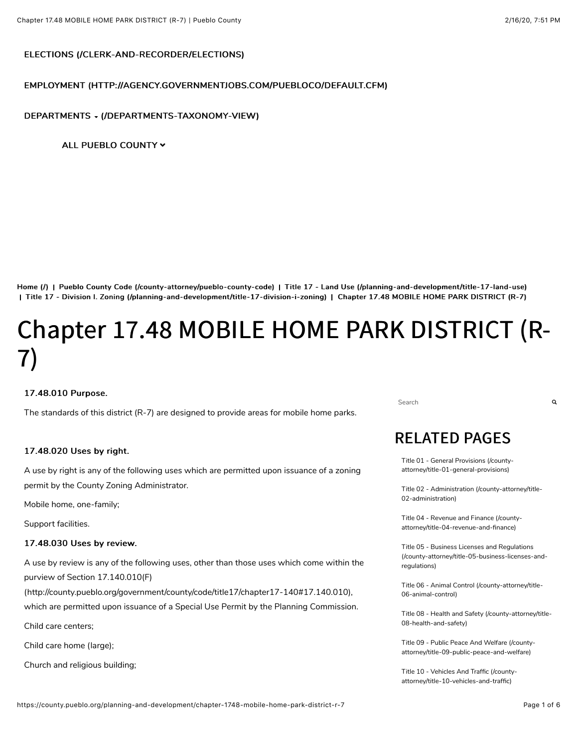ELECTIONS (/CLERK-AND-RECORDER/ELECTIONS)

EMPLOYMENT (HTTP://AGENCY.GOVERNMENTJOBS.COM/PUEBLOCO/DEFAULT.CFM)

DEPARTMENTS (/DEPARTMENTS-TAXONOMY-VIEW)

ALL PUEBLO COUNTY

Home (/) | Pueblo County Code (/county-attorney/pueblo-county-code) | Title 17 - Land Use (/planning-and-development/title-17-land-use) | Title 17 - Division I. Zoning (/planning-and-development/title-17-division-i-zoning) | Chapter 17.48 MOBILE HOME PARK DISTRICT (R-7)

# Chapter 17.48 MOBILE HOME PARK DISTRICT (R-7)

**17.48.010 Purpose.**

The standards of this district (R-7) are designed to provide areas for mobile home parks.

**17.48.020 Uses by right.**

A use by right is any of the following uses which are permitted upon issuance of a zoning permit by the County Zoning Administrator.

Mobile home, one-family;

Support facilities.

**17.48.030 Uses by review.**

A use by review is any of the following uses, other than those uses which come within the purview of Section 17.140.010(F) (http://county.pueblo.org/government/county/code/title17/chapter17-140#17.140.010), which are permitted upon issuance of a Special Use Permit by the Planning Commission.

Child care centers;

Child care home (large);

Church and religious building;

Search

## RELATED PAGES

Title 01 - General Provisions (/county-attorney/title-01-general-provisions)

Title 02 - Administration (/county-attorney/title-02-administration)

Title 04 - Revenue and Finance (/county-attorney/title-04-revenue-and-finance)

Title 05 - Business Licenses and Regulations (/county-attorney/title-05-business-licenses-and-regulations)

Title 06 - Animal Control (/county-attorney/title-06-animal-control)

Title 08 - Health and Safety (/county-attorney/title-08-health-and-safety)

Title 09 - Public Peace And Welfare (/county-attorney/title-09-public-peace-and-welfare)

Title 10 - Vehicles And Traffic (/county-attorney/title-10-vehicles-and-traffic)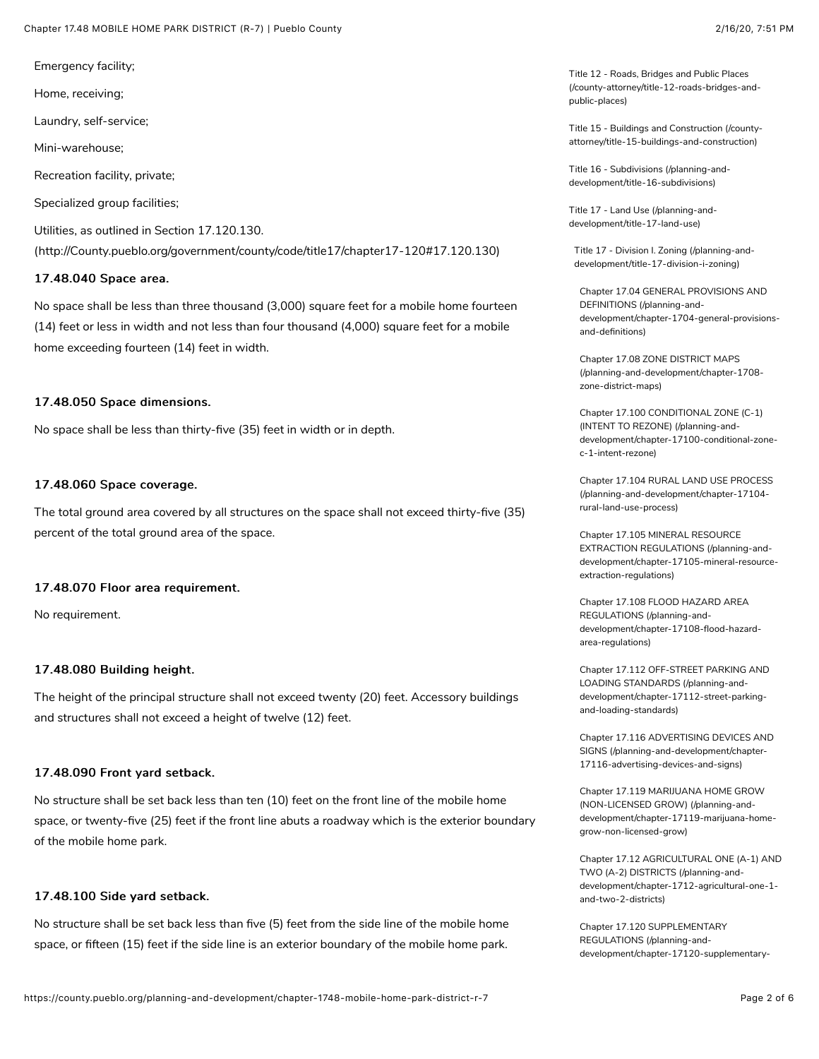Emergency facility;

Home, receiving;

Laundry, self-service;

Mini-warehouse;

Recreation facility, private;

Specialized group facilities;

Utilities, as outlined in Section 17.120.130. (http://County.pueblo.org/government/county/code/title17/chapter17-120#17.120.130)

**17.48.040 Space area.**

No space shall be less than three thousand (3,000) square feet for a mobile home fourteen (14) feet or less in width and not less than four thousand (4,000) square feet for a mobile home exceeding fourteen (14) feet in width.

**17.48.050 Space dimensions.**

No space shall be less than thirty-five (35) feet in width or in depth.

**17.48.060 Space coverage.**

The total ground area covered by all structures on the space shall not exceed thirty-five (35) percent of the total ground area of the space.

**17.48.070 Floor area requirement.**

No requirement.

**17.48.080 Building height.**

The height of the principal structure shall not exceed twenty (20) feet. Accessory buildings and structures shall not exceed a height of twelve (12) feet.

**17.48.090 Front yard setback.**

No structure shall be set back less than ten (10) feet on the front line of the mobile home space, or twenty-five (25) feet if the front line abuts a roadway which is the exterior boundary of the mobile home park.

**17.48.100 Side yard setback.**

No structure shall be set back less than five (5) feet from the side line of the mobile home space, or fifteen (15) feet if the side line is an exterior boundary of the mobile home park.

Title 12 - Roads, Bridges and Public Places (/county-attorney/title-12-roads-bridges-and-public-places)

Title 15 - Buildings and Construction (/county-attorney/title-15-buildings-and-construction)

Title 16 - Subdivisions (/planning-and-development/title-16-subdivisions)

Title 17 - Land Use (/planning-and-development/title-17-land-use)

Title 17 - Division I. Zoning (/planning-and-development/title-17-division-i-zoning)

Chapter 17.04 GENERAL PROVISIONS AND DEFINITIONS (/planning-and-development/chapter-1704-general-provisions-and-definitions)

Chapter 17.08 ZONE DISTRICT MAPS (/planning-and-development/chapter-1708-zone-district-maps)

Chapter 17.100 CONDITIONAL ZONE (C-1) (INTENT TO REZONE) (/planning-and-development/chapter-17100-conditional-zone-c-1-intent-rezone)

Chapter 17.104 RURAL LAND USE PROCESS (/planning-and-development/chapter-17104-rural-land-use-process)

Chapter 17.105 MINERAL RESOURCE EXTRACTION REGULATIONS (/planning-and-development/chapter-17105-mineral-resource-extraction-regulations)

Chapter 17.108 FLOOD HAZARD AREA REGULATIONS (/planning-and-development/chapter-17108-flood-hazard-area-regulations)

Chapter 17.112 OFF-STREET PARKING AND LOADING STANDARDS (/planning-and-development/chapter-17112-street-parking-and-loading-standards)

Chapter 17.116 ADVERTISING DEVICES AND SIGNS (/planning-and-development/chapter-17116-advertising-devices-and-signs)

Chapter 17.119 MARIJUANA HOME GROW (NON-LICENSED GROW) (/planning-and-development/chapter-17119-marijuana-home-grow-non-licensed-grow)

Chapter 17.12 AGRICULTURAL ONE (A-1) AND TWO (A-2) DISTRICTS (/planning-and-development/chapter-1712-agricultural-one-1-and-two-2-districts)

Chapter 17.120 SUPPLEMENTARY REGULATIONS (/planning-and-development/chapter-17120-supplementary-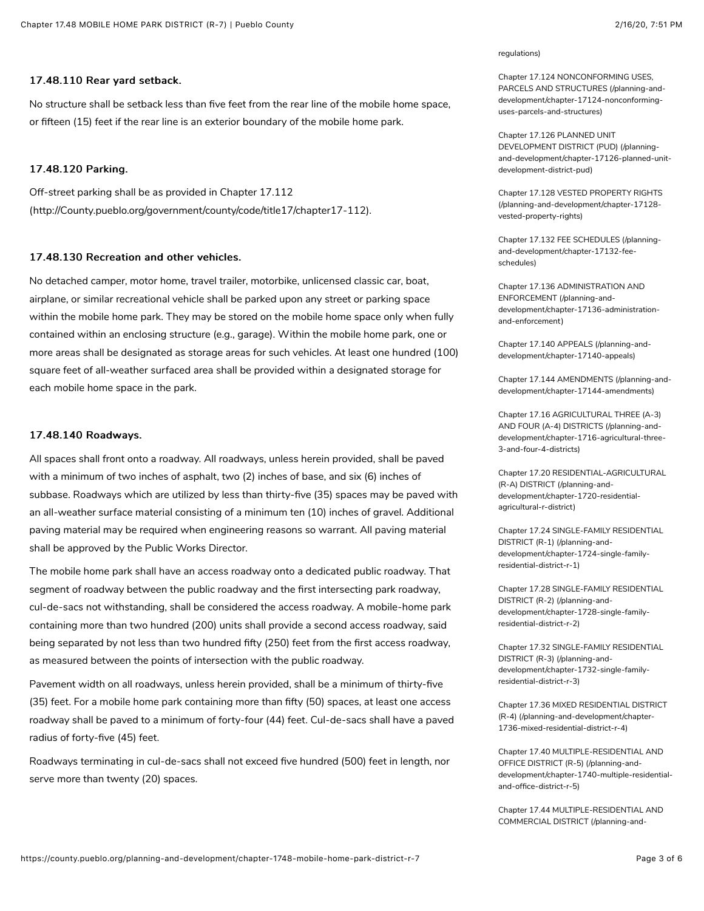### 17.48.110 Rear yard setback.

No structure shall be setback less than five feet from the rear line of the mobile home space, or fifteen (15) feet if the rear line is an exterior boundary of the mobile home park.

### 17.48.120 Parking.

Off-street parking shall be as provided in Chapter 17.112 (http://County.pueblo.org/government/county/code/title17/chapter17-112).

### 17.48.130 Recreation and other vehicles.

No detached camper, motor home, travel trailer, motorbike, unlicensed classic car, boat, airplane, or similar recreational vehicle shall be parked upon any street or parking space within the mobile home park. They may be stored on the mobile home space only when fully contained within an enclosing structure (e.g., garage). Within the mobile home park, one or more areas shall be designated as storage areas for such vehicles. At least one hundred (100) square feet of all-weather surfaced area shall be provided within a designated storage for each mobile home space in the park.

### 17.48.140 Roadways.

All spaces shall front onto a roadway. All roadways, unless herein provided, shall be paved with a minimum of two inches of asphalt, two (2) inches of base, and six (6) inches of subbase. Roadways which are utilized by less than thirty-five (35) spaces may be paved with an all-weather surface material consisting of a minimum ten (10) inches of gravel. Additional paving material may be required when engineering reasons so warrant. All paving material shall be approved by the Public Works Director.

The mobile home park shall have an access roadway onto a dedicated public roadway. That segment of roadway between the public roadway and the first intersecting park roadway, cul-de-sacs not withstanding, shall be considered the access roadway. A mobile-home park containing more than two hundred (200) units shall provide a second access roadway, said being separated by not less than two hundred fifty (250) feet from the first access roadway, as measured between the points of intersection with the public roadway.

Pavement width on all roadways, unless herein provided, shall be a minimum of thirty-five (35) feet. For a mobile home park containing more than fifty (50) spaces, at least one access roadway shall be paved to a minimum of forty-four (44) feet. Cul-de-sacs shall have a paved radius of forty-five (45) feet.

Roadways terminating in cul-de-sacs shall not exceed five hundred (500) feet in length, nor serve more than twenty (20) spaces.

regulations)

Chapter 17.124 NONCONFORMING USES, PARCELS AND STRUCTURES (/planning-and-development/chapter-17124-nonconforming-uses-parcels-and-structures)

Chapter 17.126 PLANNED UNIT DEVELOPMENT DISTRICT (PUD) (/planning-and-development/chapter-17126-planned-unit-development-district-pud)

Chapter 17.128 VESTED PROPERTY RIGHTS (/planning-and-development/chapter-17128-vested-property-rights)

Chapter 17.132 FEE SCHEDULES (/planning-and-development/chapter-17132-fee-schedules)

Chapter 17.136 ADMINISTRATION AND ENFORCEMENT (/planning-and-development/chapter-17136-administration-and-enforcement)

Chapter 17.140 APPEALS (/planning-and-development/chapter-17140-appeals)

Chapter 17.144 AMENDMENTS (/planning-and-development/chapter-17144-amendments)

Chapter 17.16 AGRICULTURAL THREE (A-3) AND FOUR (A-4) DISTRICTS (/planning-and-development/chapter-1716-agricultural-three-3-and-four-4-districts)

Chapter 17.20 RESIDENTIAL-AGRICULTURAL (R-A) DISTRICT (/planning-and-development/chapter-1720-residential-agricultural-r-district)

Chapter 17.24 SINGLE-FAMILY RESIDENTIAL DISTRICT (R-1) (/planning-and-development/chapter-1724-single-family-residential-district-r-1)

Chapter 17.28 SINGLE-FAMILY RESIDENTIAL DISTRICT (R-2) (/planning-and-development/chapter-1728-single-family-residential-district-r-2)

Chapter 17.32 SINGLE-FAMILY RESIDENTIAL DISTRICT (R-3) (/planning-and-development/chapter-1732-single-family-residential-district-r-3)

Chapter 17.36 MIXED RESIDENTIAL DISTRICT (R-4) (/planning-and-development/chapter-1736-mixed-residential-district-r-4)

Chapter 17.40 MULTIPLE-RESIDENTIAL AND OFFICE DISTRICT (R-5) (/planning-and-development/chapter-1740-multiple-residential-and-office-district-r-5)

Chapter 17.44 MULTIPLE-RESIDENTIAL AND COMMERCIAL DISTRICT (/planning-and-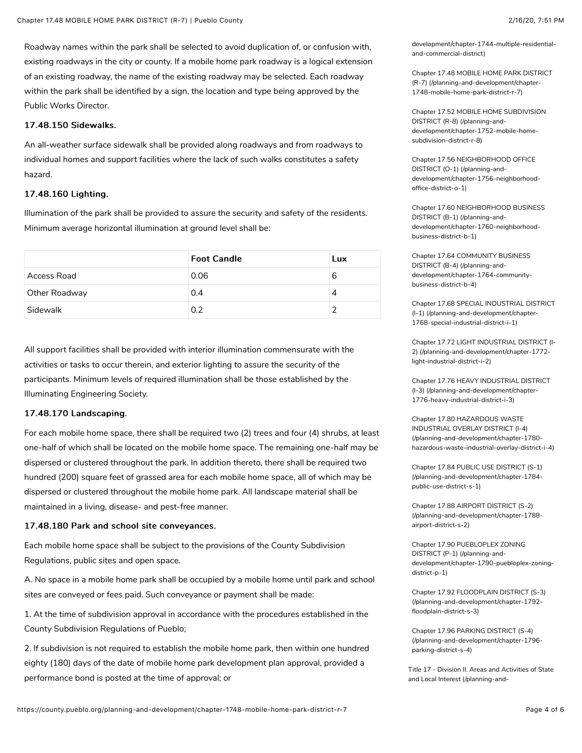Roadway names within the park shall be selected to avoid duplication of, or confusion with, existing roadways in the city or county. If a mobile home park roadway is a logical extension of an existing roadway, the name of the existing roadway may be selected. Each roadway within the park shall be identified by a sign, the location and type being approved by the Public Works Director.

**17.48.150 Sidewalks.**

An all-weather surface sidewalk shall be provided along roadways and from roadways to individual homes and support facilities where the lack of such walks constitutes a safety hazard.

**17.48.160 Lighting.**

Illumination of the park shall be provided to assure the security and safety of the residents. Minimum average horizontal illumination at ground level shall be:

| | Foot Candle | Lux |
|---|---|---|
| Access Road | 0.06 | 6 |
| Other Roadway | 0.4 | 4 |
| Sidewalk | 0.2 | 2 |

All support facilities shall be provided with interior illumination commensurate with the activities or tasks to occur therein, and exterior lighting to assure the security of the participants. Minimum levels of required illumination shall be those established by the Illuminating Engineering Society.

**17.48.170 Landscaping.**

For each mobile home space, there shall be required two (2) trees and four (4) shrubs, at least one-half of which shall be located on the mobile home space. The remaining one-half may be dispersed or clustered throughout the park. In addition thereto, there shall be required two hundred (200) square feet of grassed area for each mobile home space, all of which may be dispersed or clustered throughout the mobile home park. All landscape material shall be maintained in a living, disease- and pest-free manner.

**17.48.180 Park and school site conveyances.**

Each mobile home space shall be subject to the provisions of the County Subdivision Regulations, public sites and open space.

A. No space in a mobile home park shall be occupied by a mobile home until park and school sites are conveyed or fees paid. Such conveyance or payment shall be made:

1. At the time of subdivision approval in accordance with the procedures established in the County Subdivision Regulations of Pueblo;

2. If subdivision is not required to establish the mobile home park, then within one hundred eighty (180) days of the date of mobile home park development plan approval, provided a performance bond is posted at the time of approval; or

development/chapter-1744-multiple-residential-and-commercial-district)

Chapter 17.48 MOBILE HOME PARK DISTRICT (R-7) (/planning-and-development/chapter-1748-mobile-home-park-district-r-7)

Chapter 17.52 MOBILE HOME SUBDIVISION DISTRICT (R-8) (/planning-and-development/chapter-1752-mobile-home-subdivision-district-r-8)

Chapter 17.56 NEIGHBORHOOD OFFICE DISTRICT (O-1) (/planning-and-development/chapter-1756-neighborhood-office-district-o-1)

Chapter 17.60 NEIGHBORHOOD BUSINESS DISTRICT (B-1) (/planning-and-development/chapter-1760-neighborhood-business-district-b-1)

Chapter 17.64 COMMUNITY BUSINESS DISTRICT (B-4) (/planning-and-development/chapter-1764-community-business-district-b-4)

Chapter 17.68 SPECIAL INDUSTRIAL DISTRICT (I-1) (/planning-and-development/chapter-1768-special-industrial-district-i-1)

Chapter 17.72 LIGHT INDUSTRIAL DISTRICT (I-2) (/planning-and-development/chapter-1772-light-industrial-district-i-2)

Chapter 17.76 HEAVY INDUSTRIAL DISTRICT (I-3) (/planning-and-development/chapter-1776-heavy-industrial-district-i-3)

Chapter 17.80 HAZARDOUS WASTE INDUSTRIAL OVERLAY DISTRICT (I-4) (/planning-and-development/chapter-1780-hazardous-waste-industrial-overlay-district-i-4)

Chapter 17.84 PUBLIC USE DISTRICT (S-1) (/planning-and-development/chapter-1784-public-use-district-s-1)

Chapter 17.88 AIRPORT DISTRICT (S-2) (/planning-and-development/chapter-1788-airport-district-s-2)

Chapter 17.90 PUEBLOPLEX ZONING DISTRICT (P-1) (/planning-and-development/chapter-1790-puebloplex-zoning-district-p-1)

Chapter 17.92 FLOODPLAIN DISTRICT (S-3) (/planning-and-development/chapter-1792-floodplain-district-s-3)

Chapter 17.96 PARKING DISTRICT (S-4) (/planning-and-development/chapter-1796-parking-district-s-4)

Title 17 - Division II. Areas and Activities of State and Local Interest (/planning-and-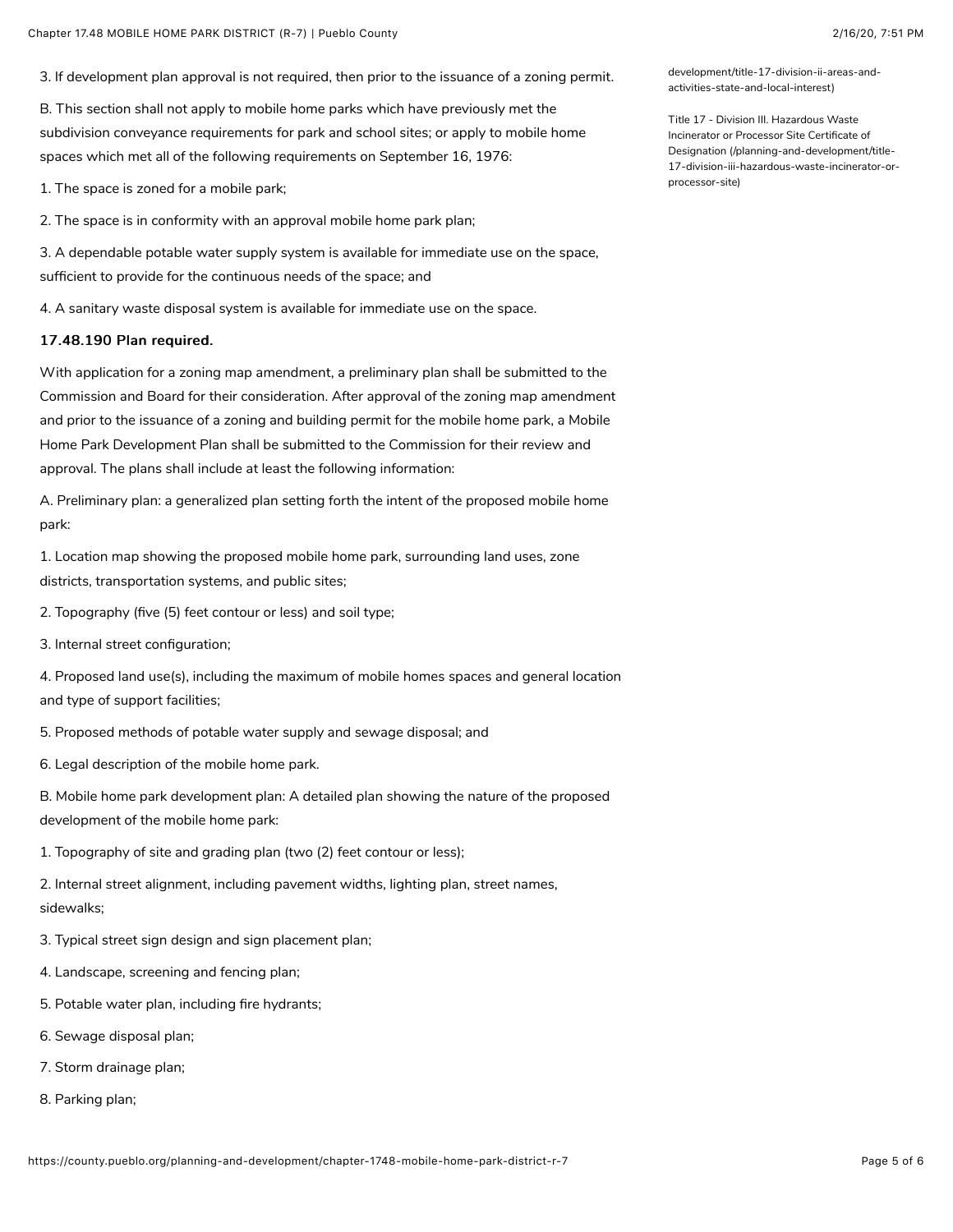3. If development plan approval is not required, then prior to the issuance of a zoning permit.

B. This section shall not apply to mobile home parks which have previously met the subdivision conveyance requirements for park and school sites; or apply to mobile home spaces which met all of the following requirements on September 16, 1976:

1. The space is zoned for a mobile park;

2. The space is in conformity with an approval mobile home park plan;

3. A dependable potable water supply system is available for immediate use on the space, sufficient to provide for the continuous needs of the space; and

4. A sanitary waste disposal system is available for immediate use on the space.

**17.48.190 Plan required.**

With application for a zoning map amendment, a preliminary plan shall be submitted to the Commission and Board for their consideration. After approval of the zoning map amendment and prior to the issuance of a zoning and building permit for the mobile home park, a Mobile Home Park Development Plan shall be submitted to the Commission for their review and approval. The plans shall include at least the following information:

A. Preliminary plan: a generalized plan setting forth the intent of the proposed mobile home park:

1. Location map showing the proposed mobile home park, surrounding land uses, zone districts, transportation systems, and public sites;

2. Topography (five (5) feet contour or less) and soil type;

3. Internal street configuration;

4. Proposed land use(s), including the maximum of mobile homes spaces and general location and type of support facilities;

5. Proposed methods of potable water supply and sewage disposal; and

6. Legal description of the mobile home park.

B. Mobile home park development plan: A detailed plan showing the nature of the proposed development of the mobile home park:

1. Topography of site and grading plan (two (2) feet contour or less);

2. Internal street alignment, including pavement widths, lighting plan, street names, sidewalks;

3. Typical street sign design and sign placement plan;

4. Landscape, screening and fencing plan;

5. Potable water plan, including fire hydrants;

6. Sewage disposal plan;

7. Storm drainage plan;

8. Parking plan;

development/title-17-division-ii-areas-and-activities-state-and-local-interest)

Title 17 - Division III. Hazardous Waste Incinerator or Processor Site Certificate of Designation (/planning-and-development/title-17-division-iii-hazardous-waste-incinerator-or-processor-site)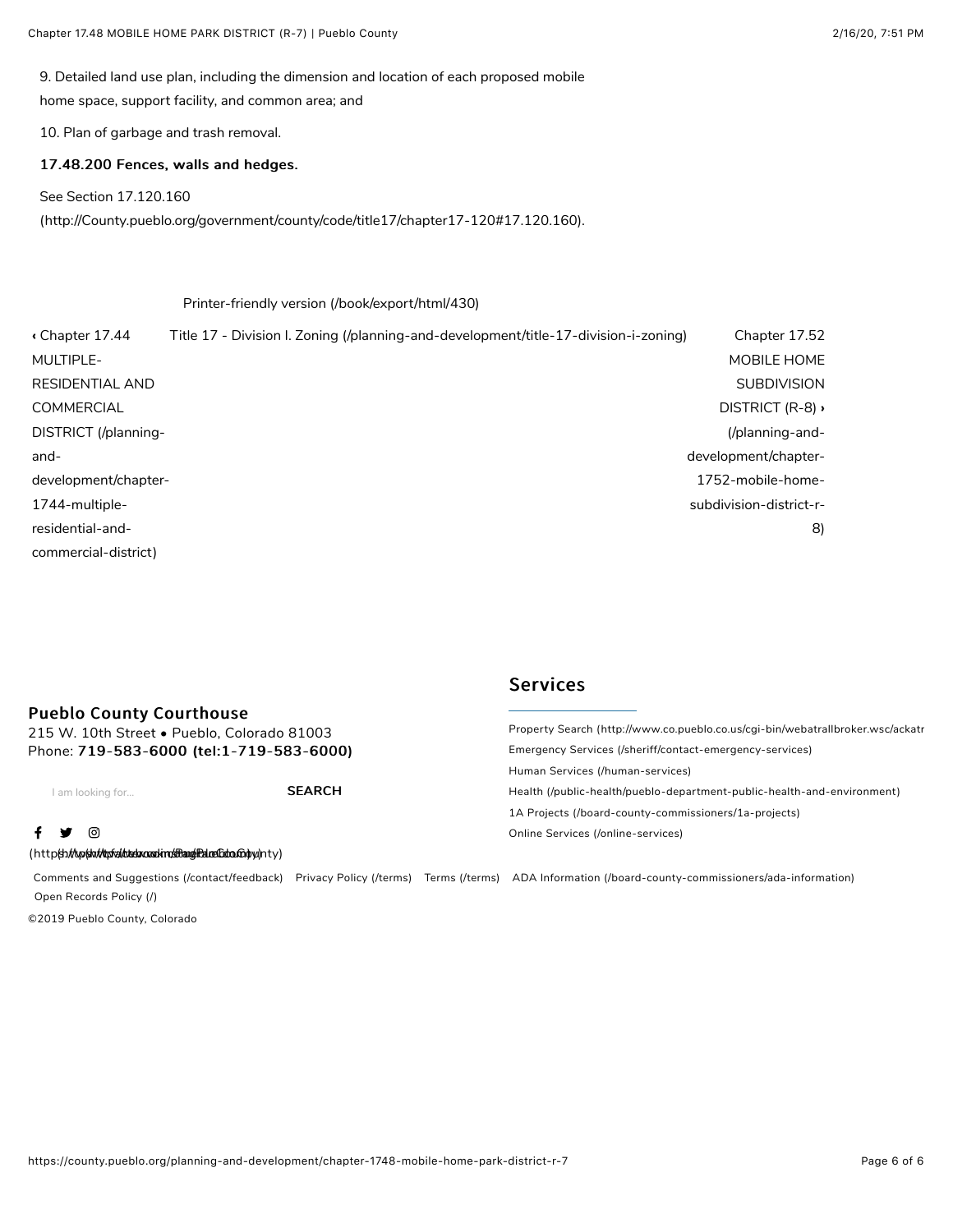9. Detailed land use plan, including the dimension and location of each proposed mobile home space, support facility, and common area; and

10. Plan of garbage and trash removal.

**17.48.200 Fences, walls and hedges.**

See Section 17.120.160 (http://County.pueblo.org/government/county/code/title17/chapter17-120#17.120.160).

Printer-friendly version (/book/export/html/430)

‹ Chapter 17.44 MULTIPLE-RESIDENTIAL AND COMMERCIAL DISTRICT (/planning-and-development/chapter-1744-multiple-residential-and-commercial-district)

Title 17 - Division I. Zoning (/planning-and-development/title-17-division-i-zoning)

Chapter 17.52 MOBILE HOME SUBDIVISION DISTRICT (R-8) › (/planning-and-development/chapter-1752-mobile-home-subdivision-district-r-8)

**Pueblo County Courthouse**
215 W. 10th Street • Pueblo, Colorado 81003
Phone: **719-583-6000 (tel:1-719-583-6000)**

I am looking for... SEARCH

## Services

Property Search (http://www.co.pueblo.co.us/cgi-bin/webatrallbroker.wsc/ackatr
Emergency Services (/sheriff/contact-emergency-services)
Human Services (/human-services)
Health (/public-health/pueblo-department-public-health-and-environment)
1A Projects (/board-county-commissioners/1a-projects)
Online Services (/online-services)

Comments and Suggestions (/contact/feedback) Privacy Policy (/terms) Terms (/terms) ADA Information (/board-county-commissioners/ada-information) Open Records Policy (/)

©2019 Pueblo County, Colorado